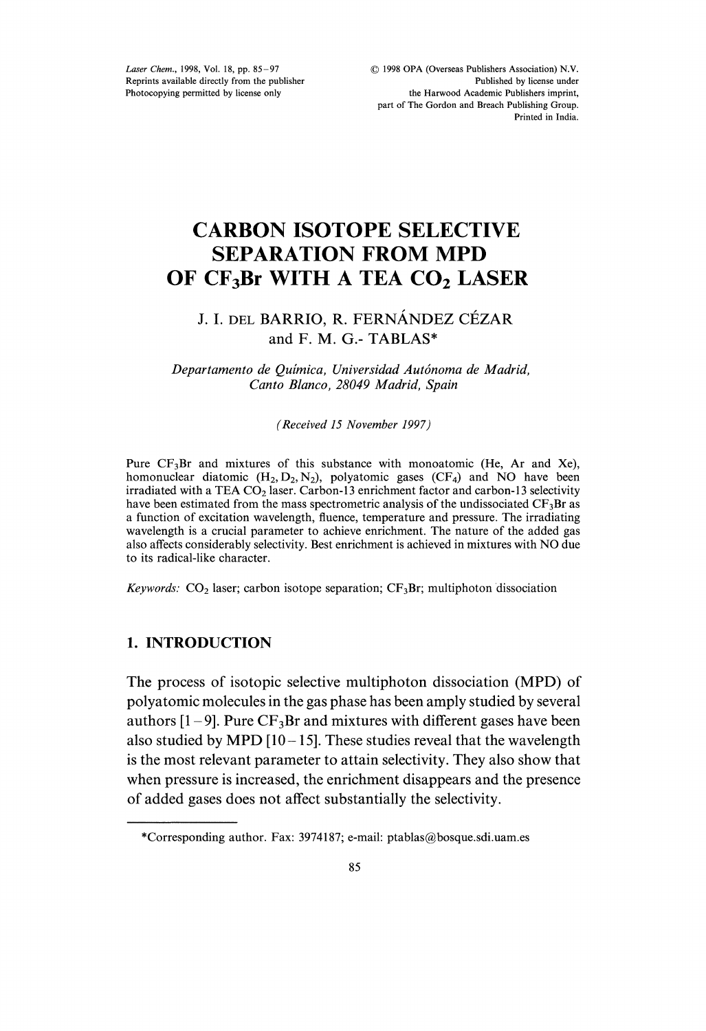# CARBON ISOTOPE SELECTIVE SEPARATION FROM MPD OF $CF_3Br$ WITH A TEA $CO_2$ LASER

J. I. DEL BARRIO, R. FERNÁNDEZ CÉZAR and F. M. G.- TABLAS*

*Departamento de Química, Universidad Autónoma de Madrid, Canto Blanco, 28049 Madrid, Spain*

*(Received 15 November 1997)*

Pure $CF_3Br$ and mixtures of this substance with monoatomic (He, Ar and Xe), homonuclear diatomic ($H_2, D_2, N_2$), polyatomic gases ($CF_4$) and NO have been irradiated with a TEA $CO_2$ laser. Carbon-13 enrichment factor and carbon-13 selectivity have been estimated from the mass spectrometric analysis of the undissociated $CF_3Br$ as a function of excitation wavelength, fluence, temperature and pressure. The irradiating wavelength is a crucial parameter to achieve enrichment. The nature of the added gas also affects considerably selectivity. Best enrichment is achieved in mixtures with NO due to its radical-like character.

*Keywords:* $CO_2$ laser; carbon isotope separation; $CF_3Br$; multiphoton dissociation

## 1. INTRODUCTION

The process of isotopic selective multiphoton dissociation (MPD) of polyatomic molecules in the gas phase has been amply studied by several authors [1–9]. Pure $CF_3Br$ and mixtures with different gases have been also studied by MPD [10–15]. These studies reveal that the wavelength is the most relevant parameter to attain selectivity. They also show that when pressure is increased, the enrichment disappears and the presence of added gases does not affect substantially the selectivity.

---

*Corresponding author. Fax: 3974187; e-mail: ptablas@bosque.sdi.uam.es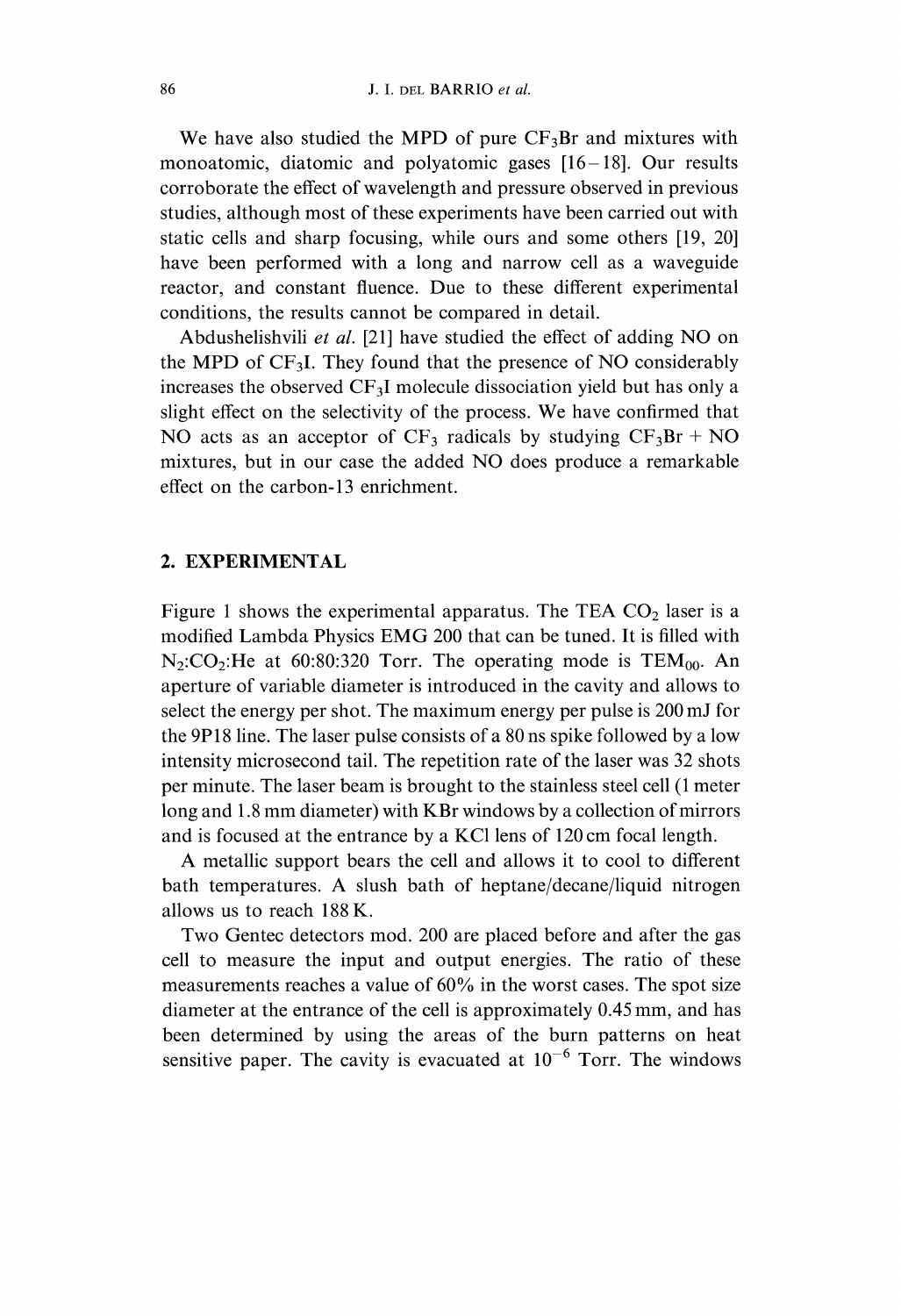We have also studied the MPD of pure $CF_3Br$ and mixtures with monoatomic, diatomic and polyatomic gases [16–18]. Our results corroborate the effect of wavelength and pressure observed in previous studies, although most of these experiments have been carried out with static cells and sharp focusing, while ours and some others [19, 20] have been performed with a long and narrow cell as a waveguide reactor, and constant fluence. Due to these different experimental conditions, the results cannot be compared in detail.

Abdushelishvili *et al.* [21] have studied the effect of adding NO on the MPD of $CF_3I$. They found that the presence of NO considerably increases the observed $CF_3I$ molecule dissociation yield but has only a slight effect on the selectivity of the process. We have confirmed that NO acts as an acceptor of $CF_3$ radicals by studying $CF_3Br + NO$ mixtures, but in our case the added NO does produce a remarkable effect on the carbon-13 enrichment.

## 2. EXPERIMENTAL

Figure 1 shows the experimental apparatus. The TEA $CO_2$ laser is a modified Lambda Physics EMG 200 that can be tuned. It is filled with $N_2$:$CO_2$:He at 60:80:320 Torr. The operating mode is $TEM_{00}$. An aperture of variable diameter is introduced in the cavity and allows to select the energy per shot. The maximum energy per pulse is 200 mJ for the 9P18 line. The laser pulse consists of a 80 ns spike followed by a low intensity microsecond tail. The repetition rate of the laser was 32 shots per minute. The laser beam is brought to the stainless steel cell (1 meter long and 1.8 mm diameter) with KBr windows by a collection of mirrors and is focused at the entrance by a KCl lens of 120 cm focal length.

A metallic support bears the cell and allows it to cool to different bath temperatures. A slush bath of heptane/decane/liquid nitrogen allows us to reach 188 K.

Two Gentec detectors mod. 200 are placed before and after the gas cell to measure the input and output energies. The ratio of these measurements reaches a value of 60% in the worst cases. The spot size diameter at the entrance of the cell is approximately 0.45 mm, and has been determined by using the areas of the burn patterns on heat sensitive paper. The cavity is evacuated at $10^{-6}$ Torr. The windows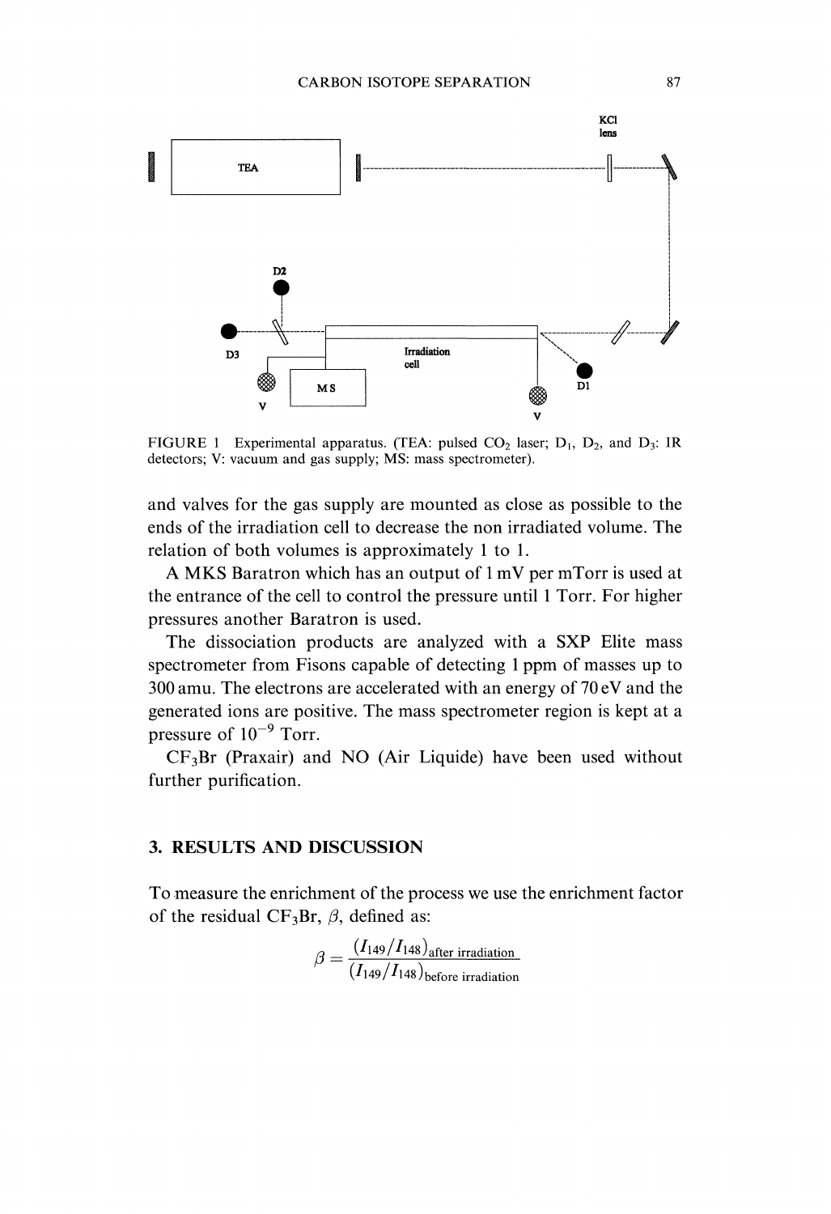FIGURE 1 Experimental apparatus. (TEA: pulsed $CO_2$ laser; $D_1$, $D_2$, and $D_3$: IR detectors; V: vacuum and gas supply; MS: mass spectrometer).

and valves for the gas supply are mounted as close as possible to the ends of the irradiation cell to decrease the non irradiated volume. The relation of both volumes is approximately 1 to 1.

A MKS Baratron which has an output of 1 mV per mTorr is used at the entrance of the cell to control the pressure until 1 Torr. For higher pressures another Baratron is used.

The dissociation products are analyzed with a SXP Elite mass spectrometer from Fisons capable of detecting 1 ppm of masses up to 300 amu. The electrons are accelerated with an energy of 70 eV and the generated ions are positive. The mass spectrometer region is kept at a pressure of $10^{-9}$ Torr.

$CF_3Br$ (Praxair) and NO (Air Liquide) have been used without further purification.

## 3. RESULTS AND DISCUSSION

To measure the enrichment of the process we use the enrichment factor of the residual $CF_3Br$, $\beta$, defined as:

$$\beta = \frac{(I_{149}/I_{148})_{\text{after irradiation}}}{(I_{149}/I_{148})_{\text{before irradiation}}}$$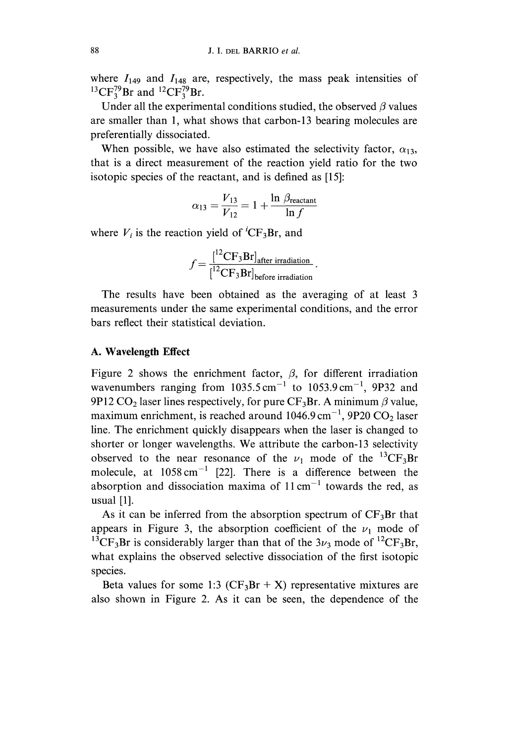where $I_{149}$ and $I_{148}$ are, respectively, the mass peak intensities of $^{13}CF_3^{79}Br$ and $^{12}CF_3^{79}Br$.

Under all the experimental conditions studied, the observed $\beta$ values are smaller than 1, what shows that carbon-13 bearing molecules are preferentially dissociated.

When possible, we have also estimated the selectivity factor, $\alpha_{13}$, that is a direct measurement of the reaction yield ratio for the two isotopic species of the reactant, and is defined as [15]:

$$\alpha_{13} = \frac{V_{13}}{V_{12}} = 1 + \frac{\ln \beta_{\text{reactant}}}{\ln f}$$

where $V_i$ is the reaction yield of $^{i}CF_3Br$, and

$$f = \frac{[^{12}CF_3Br]_{\text{after irradiation}}}{[^{12}CF_3Br]_{\text{before irradiation}}}.$$

The results have been obtained as the averaging of at least 3 measurements under the same experimental conditions, and the error bars reflect their statistical deviation.

## A. Wavelength Effect

Figure 2 shows the enrichment factor, $\beta$, for different irradiation wavenumbers ranging from $1035.5\,cm^{-1}$ to $1053.9\,cm^{-1}$, 9P32 and 9P12 $CO_2$ laser lines respectively, for pure $CF_3Br$. A minimum $\beta$ value, maximum enrichment, is reached around $1046.9\,cm^{-1}$, 9P20 $CO_2$ laser line. The enrichment quickly disappears when the laser is changed to shorter or longer wavelengths. We attribute the carbon-13 selectivity observed to the near resonance of the $\nu_1$ mode of the $^{13}CF_3Br$ molecule, at $1058\,cm^{-1}$ [22]. There is a difference between the absorption and dissociation maxima of $11\,cm^{-1}$ towards the red, as usual [1].

As it can be inferred from the absorption spectrum of $CF_3Br$ that appears in Figure 3, the absorption coefficient of the $\nu_1$ mode of $^{13}CF_3Br$ is considerably larger than that of the $3\nu_3$ mode of $^{12}CF_3Br$, what explains the observed selective dissociation of the first isotopic species.

Beta values for some 1:3 ($CF_3Br$ + X) representative mixtures are also shown in Figure 2. As it can be seen, the dependence of the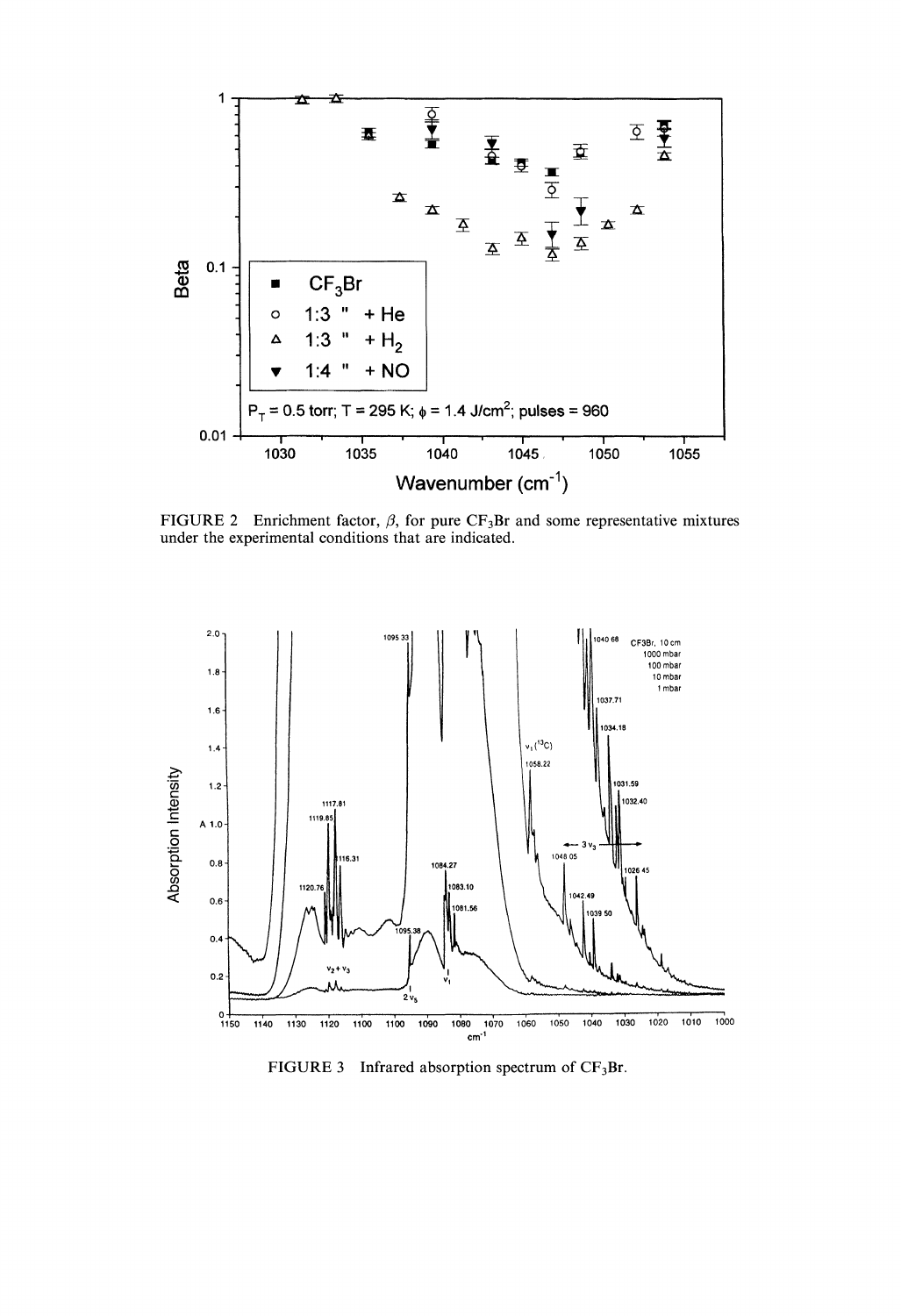FIGURE 2 Enrichment factor, $\beta$, for pure $CF_3Br$ and some representative mixtures under the experimental conditions that are indicated.

FIGURE 3 Infrared absorption spectrum of $CF_3Br$.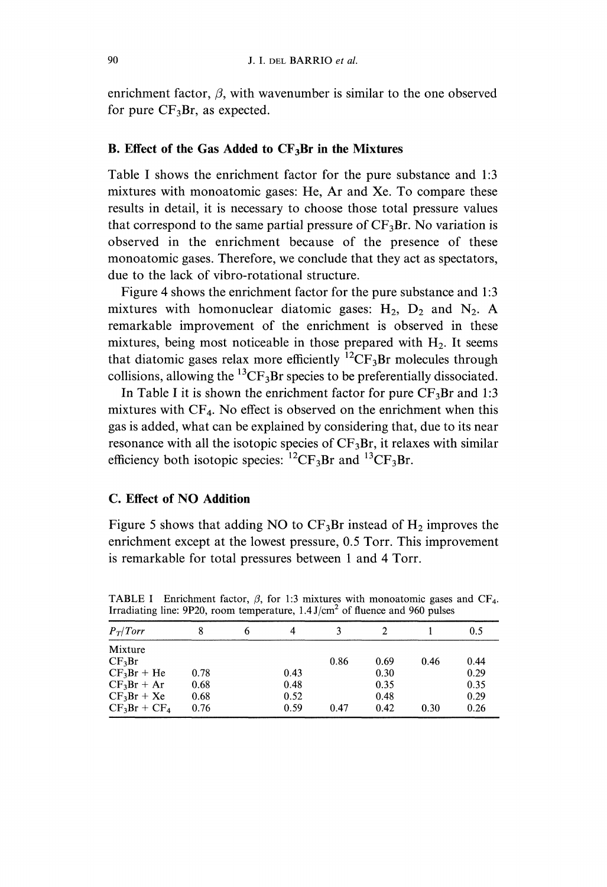enrichment factor, $\beta$, with wavenumber is similar to the one observed for pure $CF_3Br$, as expected.

### B. Effect of the Gas Added to $CF_3Br$ in the Mixtures

Table I shows the enrichment factor for the pure substance and 1:3 mixtures with monoatomic gases: He, Ar and Xe. To compare these results in detail, it is necessary to choose those total pressure values that correspond to the same partial pressure of $CF_3Br$. No variation is observed in the enrichment because of the presence of these monoatomic gases. Therefore, we conclude that they act as spectators, due to the lack of vibro-rotational structure.

Figure 4 shows the enrichment factor for the pure substance and 1:3 mixtures with homonuclear diatomic gases: $H_2$, $D_2$ and $N_2$. A remarkable improvement of the enrichment is observed in these mixtures, being most noticeable in those prepared with $H_2$. It seems that diatomic gases relax more efficiently $^{12}CF_3Br$ molecules through collisions, allowing the $^{13}CF_3Br$ species to be preferentially dissociated.

In Table I it is shown the enrichment factor for pure $CF_3Br$ and 1:3 mixtures with $CF_4$. No effect is observed on the enrichment when this gas is added, what can be explained by considering that, due to its near resonance with all the isotopic species of $CF_3Br$, it relaxes with similar efficiency both isotopic species: $^{12}CF_3Br$ and $^{13}CF_3Br$.

### C. Effect of NO Addition

Figure 5 shows that adding NO to $CF_3Br$ instead of $H_2$ improves the enrichment except at the lowest pressure, 0.5 Torr. This improvement is remarkable for total pressures between 1 and 4 Torr.

TABLE I Enrichment factor, $\beta$, for 1:3 mixtures with monoatomic gases and $CF_4$. Irradiating line: 9P20, room temperature, 1.4 J/cm$^2$ of fluence and 960 pulses

| $P_T$/Torr | 8 | 6 | 4 | 3 | 2 | 1 | 0.5 |
|---|---|---|---|---|---|---|---|
| Mixture | | | | | | | |
| $CF_3Br$ | | | | 0.86 | 0.69 | 0.46 | 0.44 |
| $CF_3Br$ + He | 0.78 | | 0.43 | | 0.30 | | 0.29 |
| $CF_3Br$ + Ar | 0.68 | | 0.48 | | 0.35 | | 0.35 |
| $CF_3Br$ + Xe | 0.68 | | 0.52 | | 0.48 | | 0.29 |
| $CF_3Br$ + $CF_4$ | 0.76 | | 0.59 | 0.47 | 0.42 | 0.30 | 0.26 |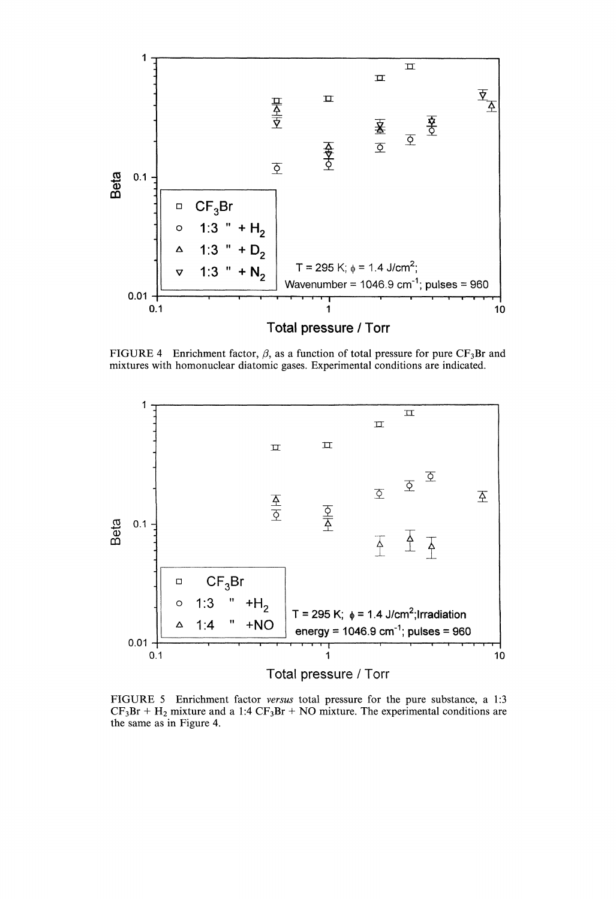FIGURE 4 Enrichment factor, $\beta$, as a function of total pressure for pure $CF_3Br$ and mixtures with homonuclear diatomic gases. Experimental conditions are indicated.

FIGURE 5 Enrichment factor *versus* total pressure for the pure substance, a 1:3 $CF_3Br$ + $H_2$ mixture and a 1:4 $CF_3Br$ + NO mixture. The experimental conditions are the same as in Figure 4.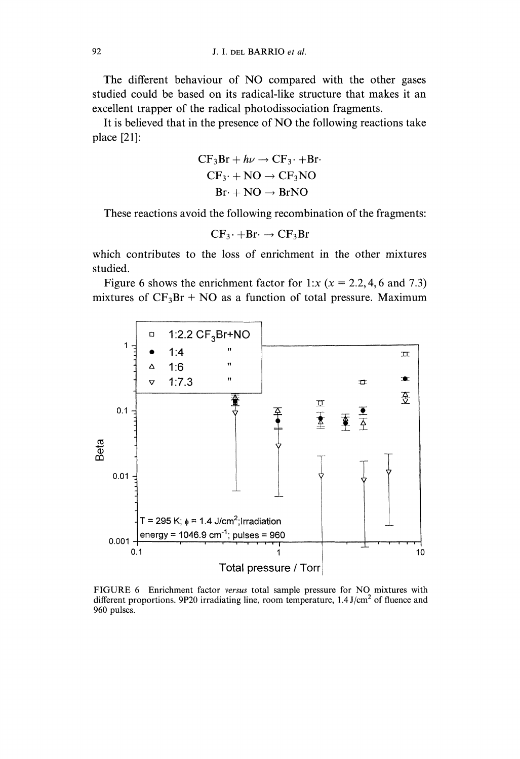The different behaviour of NO compared with the other gases studied could be based on its radical-like structure that makes it an excellent trapper of the radical photodissociation fragments.

It is believed that in the presence of NO the following reactions take place [21]:

$$CF_3Br + h\nu \rightarrow CF_3\cdot + Br\cdot$$
$$CF_3\cdot + NO \rightarrow CF_3NO$$
$$Br\cdot + NO \rightarrow BrNO$$

These reactions avoid the following recombination of the fragments:

$$CF_3\cdot + Br\cdot \rightarrow CF_3Br$$

which contributes to the loss of enrichment in the other mixtures studied.

Figure 6 shows the enrichment factor for 1:$x$ ($x = 2.2, 4, 6$ and $7.3$) mixtures of $CF_3Br$ + NO as a function of total pressure. Maximum

FIGURE 6 Enrichment factor *versus* total sample pressure for NO mixtures with different proportions. 9P20 irradiating line, room temperature, 1.4 J/cm$^2$ of fluence and 960 pulses.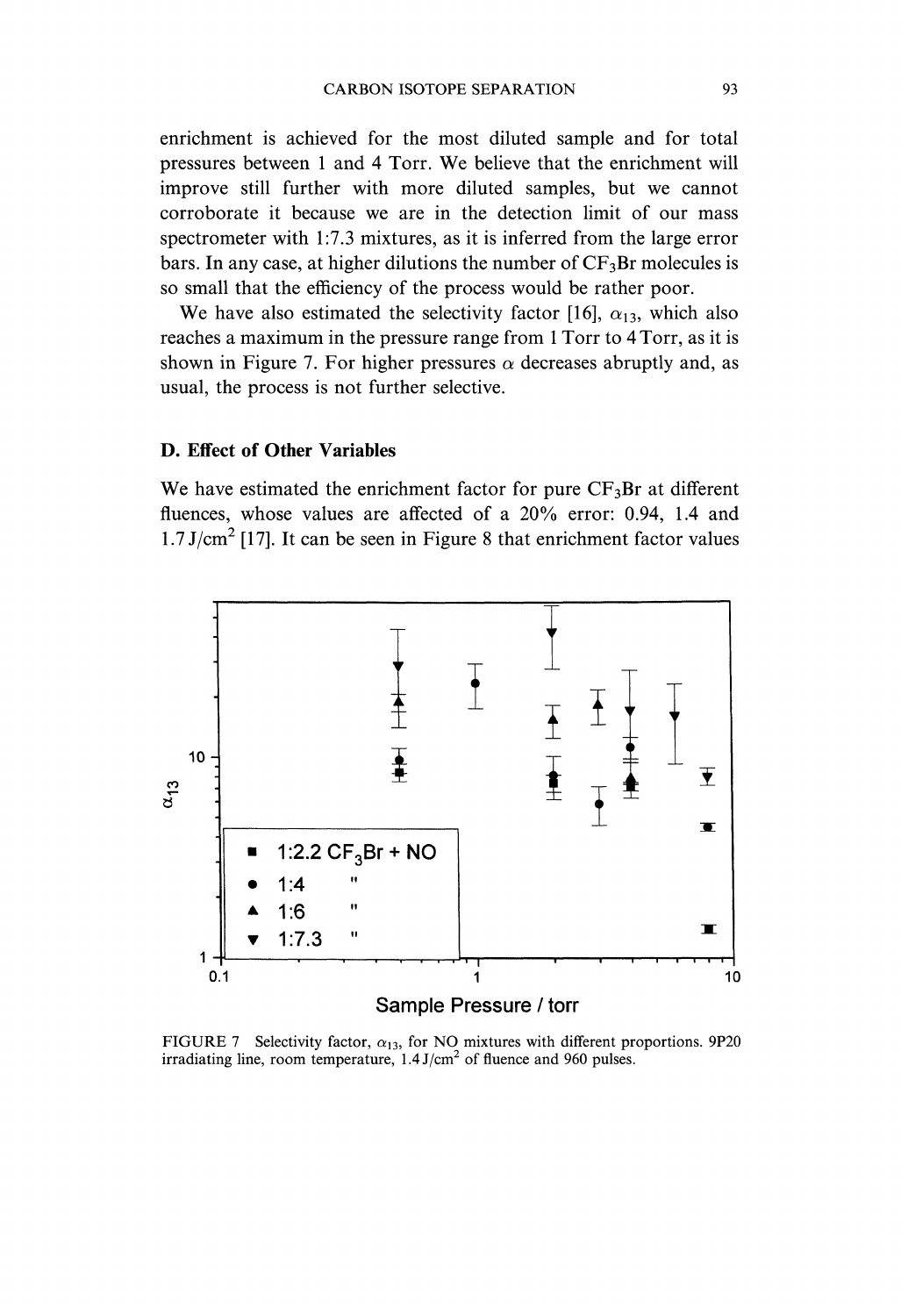enrichment is achieved for the most diluted sample and for total pressures between 1 and 4 Torr. We believe that the enrichment will improve still further with more diluted samples, but we cannot corroborate it because we are in the detection limit of our mass spectrometer with 1:7.3 mixtures, as it is inferred from the large error bars. In any case, at higher dilutions the number of $CF_3Br$ molecules is so small that the efficiency of the process would be rather poor.

We have also estimated the selectivity factor [16], $\alpha_{13}$, which also reaches a maximum in the pressure range from 1 Torr to 4 Torr, as it is shown in Figure 7. For higher pressures $\alpha$ decreases abruptly and, as usual, the process is not further selective.

### D. Effect of Other Variables

We have estimated the enrichment factor for pure $CF_3Br$ at different fluences, whose values are affected of a 20% error: 0.94, 1.4 and 1.7 J/cm$^2$ [17]. It can be seen in Figure 8 that enrichment factor values

FIGURE 7 Selectivity factor, $\alpha_{13}$, for NO mixtures with different proportions. 9P20 irradiating line, room temperature, 1.4 J/cm$^2$ of fluence and 960 pulses.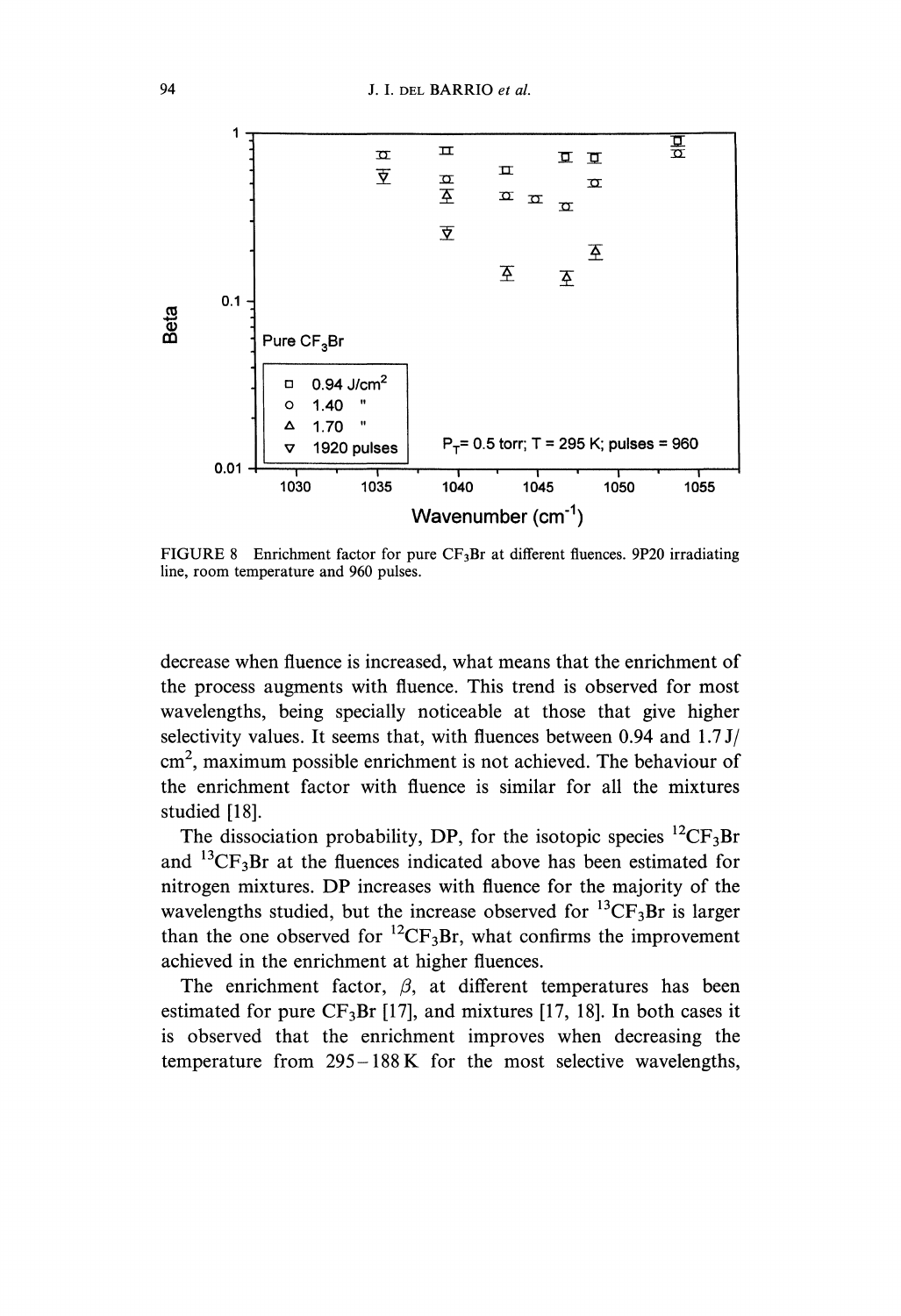FIGURE 8 Enrichment factor for pure $CF_3Br$ at different fluences. 9P20 irradiating line, room temperature and 960 pulses.

decrease when fluence is increased, what means that the enrichment of the process augments with fluence. This trend is observed for most wavelengths, being specially noticeable at those that give higher selectivity values. It seems that, with fluences between 0.94 and 1.7 J/cm$^2$, maximum possible enrichment is not achieved. The behaviour of the enrichment factor with fluence is similar for all the mixtures studied [18].

The dissociation probability, DP, for the isotopic species $^{12}CF_3Br$ and $^{13}CF_3Br$ at the fluences indicated above has been estimated for nitrogen mixtures. DP increases with fluence for the majority of the wavelengths studied, but the increase observed for $^{13}CF_3Br$ is larger than the one observed for $^{12}CF_3Br$, what confirms the improvement achieved in the enrichment at higher fluences.

The enrichment factor, $\beta$, at different temperatures has been estimated for pure $CF_3Br$ [17], and mixtures [17, 18]. In both cases it is observed that the enrichment improves when decreasing the temperature from 295 – 188 K for the most selective wavelengths,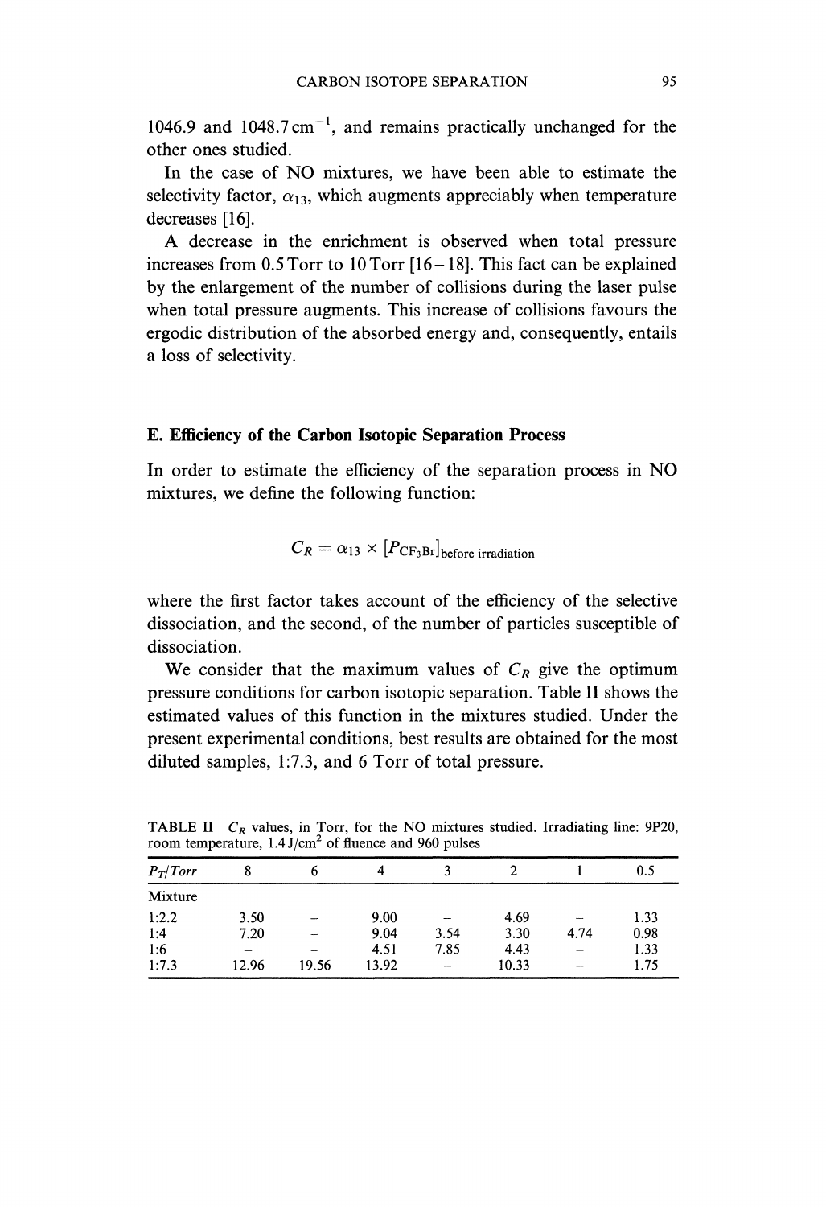1046.9 and 1048.7 $cm^{-1}$, and remains practically unchanged for the other ones studied.

In the case of NO mixtures, we have been able to estimate the selectivity factor, $\alpha_{13}$, which augments appreciably when temperature decreases [16].

A decrease in the enrichment is observed when total pressure increases from 0.5 Torr to 10 Torr [16–18]. This fact can be explained by the enlargement of the number of collisions during the laser pulse when total pressure augments. This increase of collisions favours the ergodic distribution of the absorbed energy and, consequently, entails a loss of selectivity.

### E. Efficiency of the Carbon Isotopic Separation Process

In order to estimate the efficiency of the separation process in NO mixtures, we define the following function:

$$C_R = \alpha_{13} \times [P_{CF_3Br}]_{\text{before irradiation}}$$

where the first factor takes account of the efficiency of the selective dissociation, and the second, of the number of particles susceptible of dissociation.

We consider that the maximum values of $C_R$ give the optimum pressure conditions for carbon isotopic separation. Table II shows the estimated values of this function in the mixtures studied. Under the present experimental conditions, best results are obtained for the most diluted samples, 1:7.3, and 6 Torr of total pressure.

TABLE II $C_R$ values, in Torr, for the NO mixtures studied. Irradiating line: 9P20, room temperature, 1.4 $J/cm^2$ of fluence and 960 pulses

| $P_T$/Torr | 8 | 6 | 4 | 3 | 2 | 1 | 0.5 |
|---|---|---|---|---|---|---|---|
| Mixture | | | | | | | |
| 1:2.2 | 3.50 | – | 9.00 | – | 4.69 | – | 1.33 |
| 1:4 | 7.20 | – | 9.04 | 3.54 | 3.30 | 4.74 | 0.98 |
| 1:6 | – | – | 4.51 | 7.85 | 4.43 | – | 1.33 |
| 1:7.3 | 12.96 | 19.56 | 13.92 | – | 10.33 | – | 1.75 |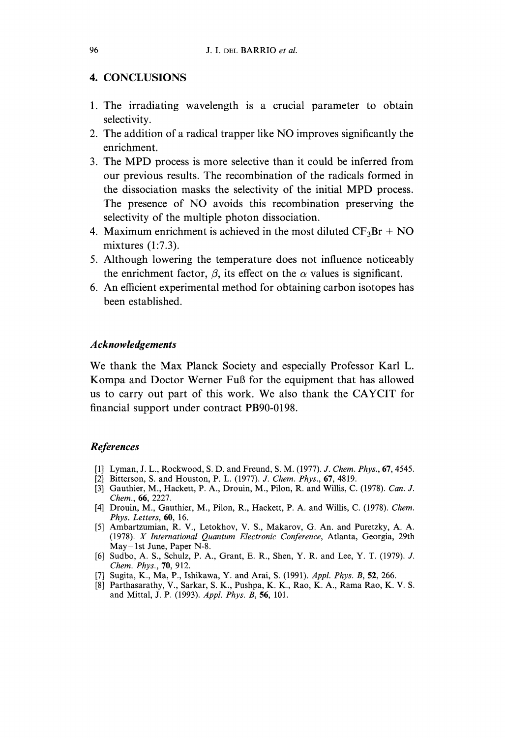## 4. CONCLUSIONS

1. The irradiating wavelength is a crucial parameter to obtain selectivity.
2. The addition of a radical trapper like NO improves significantly the enrichment.
3. The MPD process is more selective than it could be inferred from our previous results. The recombination of the radicals formed in the dissociation masks the selectivity of the initial MPD process. The presence of NO avoids this recombination preserving the selectivity of the multiple photon dissociation.
4. Maximum enrichment is achieved in the most diluted $CF_3Br$ + NO mixtures (1:7.3).
5. Although lowering the temperature does not influence noticeably the enrichment factor, $\beta$, its effect on the $\alpha$ values is significant.
6. An efficient experimental method for obtaining carbon isotopes has been established.

### *Acknowledgements*

We thank the Max Planck Society and especially Professor Karl L. Kompa and Doctor Werner Fuß for the equipment that has allowed us to carry out part of this work. We also thank the CAYCIT for financial support under contract PB90-0198.

### *References*

[1] Lyman, J. L., Rockwood, S. D. and Freund, S. M. (1977). *J. Chem. Phys.*, **67**, 4545.

[2] Bitterson, S. and Houston, P. L. (1977). *J. Chem. Phys.*, **67**, 4819.

[3] Gauthier, M., Hackett, P. A., Drouin, M., Pilon, R. and Willis, C. (1978). *Can. J. Chem.*, **66**, 2227.

[4] Drouin, M., Gauthier, M., Pilon, R., Hackett, P. A. and Willis, C. (1978). *Chem. Phys. Letters*, **60**, 16.

[5] Ambartzumian, R. V., Letokhov, V. S., Makarov, G. An. and Puretzky, A. A. (1978). *X International Quantum Electronic Conference*, Atlanta, Georgia, 29th May–1st June, Paper N-8.

[6] Sudbo, A. S., Schulz, P. A., Grant, E. R., Shen, Y. R. and Lee, Y. T. (1979). *J. Chem. Phys.*, **70**, 912.

[7] Sugita, K., Ma, P., Ishikawa, Y. and Arai, S. (1991). *Appl. Phys. B*, **52**, 266.

[8] Parthasarathy, V., Sarkar, S. K., Pushpa, K. K., Rao, K. A., Rama Rao, K. V. S. and Mittal, J. P. (1993). *Appl. Phys. B*, **56**, 101.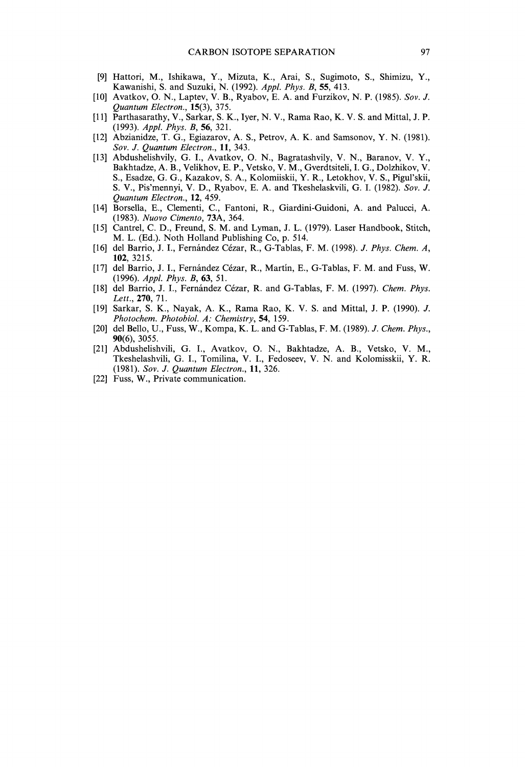[9] Hattori, M., Ishikawa, Y., Mizuta, K., Arai, S., Sugimoto, S., Shimizu, Y., Kawanishi, S. and Suzuki, N. (1992). *Appl. Phys. B*, **55**, 413.

[10] Avatkov, O. N., Laptev, V. B., Ryabov, E. A. and Furzikov, N. P. (1985). *Sov. J. Quantum Electron.*, **15**(3), 375.

[11] Parthasarathy, V., Sarkar, S. K., Iyer, N. V., Rama Rao, K. V. S. and Mittal, J. P. (1993). *Appl. Phys. B*, **56**, 321.

[12] Abzianidze, T. G., Egiazarov, A. S., Petrov, A. K. and Samsonov, Y. N. (1981). *Sov. J. Quantum Electron.*, **11**, 343.

[13] Abdushelishvily, G. I., Avatkov, O. N., Bagratashvily, V. N., Baranov, V. Y., Bakhtadze, A. B., Velikhov, E. P., Vetsko, V. M., Gverdtsiteli, I. G., Dolzhikov, V. S., Esadze, G. G., Kazakov, S. A., Kolomiiskii, Y. R., Letokhov, V. S., Pigul'skii, S. V., Pis'mennyi, V. D., Ryabov, E. A. and Tkeshelaskvili, G. I. (1982). *Sov. J. Quantum Electron.*, **12**, 459.

[14] Borsella, E., Clementi, C., Fantoni, R., Giardini-Guidoni, A. and Palucci, A. (1983). *Nuovo Cimento*, **73A**, 364.

[15] Cantrel, C. D., Freund, S. M. and Lyman, J. L. (1979). Laser Handbook, Stitch, M. L. (Ed.). Noth Holland Publishing Co, p. 514.

[16] del Barrio, J. I., Fernández Cézar, R., G-Tablas, F. M. (1998). *J. Phys. Chem. A*, **102**, 3215.

[17] del Barrio, J. I., Fernández Cézar, R., Martín, E., G-Tablas, F. M. and Fuss, W. (1996). *Appl. Phys. B*, **63**, 51.

[18] del Barrio, J. I., Fernández Cézar, R. and G-Tablas, F. M. (1997). *Chem. Phys. Lett.*, **270**, 71.

[19] Sarkar, S. K., Nayak, A. K., Rama Rao, K. V. S. and Mittal, J. P. (1990). *J. Photochem. Photobiol. A: Chemistry*, **54**, 159.

[20] del Bello, U., Fuss, W., Kompa, K. L. and G-Tablas, F. M. (1989). *J. Chem. Phys.*, **90**(6), 3055.

[21] Abdushelishvili, G. I., Avatkov, O. N., Bakhtadze, A. B., Vetsko, V. M., Tkeshelashvili, G. I., Tomilina, V. I., Fedoseev, V. N. and Kolomisskii, Y. R. (1981). *Sov. J. Quantum Electron.*, **11**, 326.

[22] Fuss, W., Private communication.